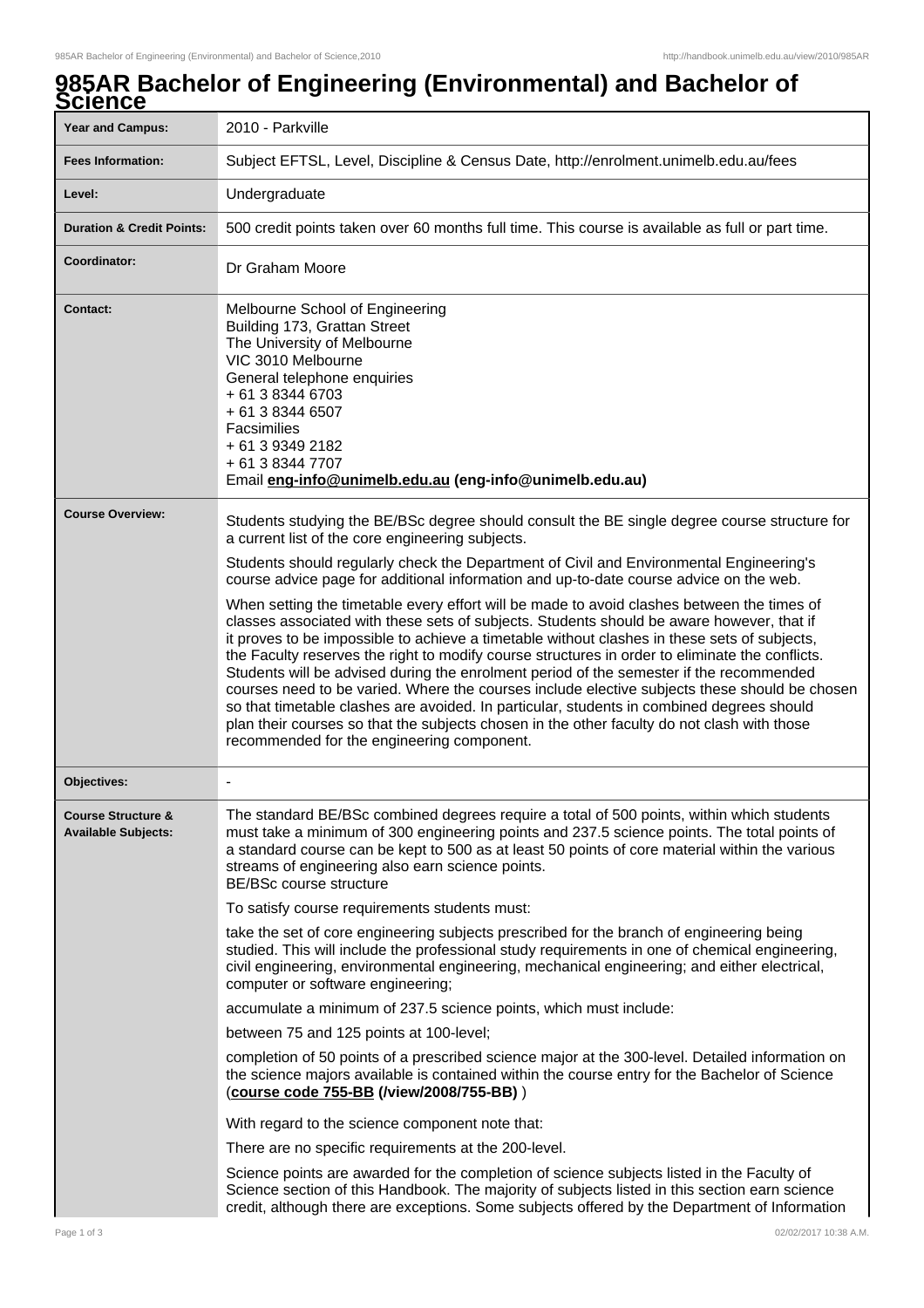# 985AR Bachelor of Engineering (Environmental) and Bachelor of Science

| | |
|---|---|
| **Year and Campus:** | 2010 - Parkville |
| **Fees Information:** | Subject EFTSL, Level, Discipline & Census Date, http://enrolment.unimelb.edu.au/fees |
| **Level:** | Undergraduate |
| **Duration & Credit Points:** | 500 credit points taken over 60 months full time. This course is available as full or part time. |
| **Coordinator:** | Dr Graham Moore |
| **Contact:** | Melbourne School of Engineering<br>Building 173, Grattan Street<br>The University of Melbourne<br>VIC 3010 Melbourne<br>General telephone enquiries<br>+ 61 3 8344 6703<br>+ 61 3 8344 6507<br>Facsimilies<br>+ 61 3 9349 2182<br>+ 61 3 8344 7707<br>Email **eng-info@unimelb.edu.au (eng-info@unimelb.edu.au)** |
| **Course Overview:** | Students studying the BE/BSc degree should consult the BE single degree course structure for a current list of the core engineering subjects.<br><br>Students should regularly check the Department of Civil and Environmental Engineering's course advice page for additional information and up-to-date course advice on the web.<br><br>When setting the timetable every effort will be made to avoid clashes between the times of classes associated with these sets of subjects. Students should be aware however, that if it proves to be impossible to achieve a timetable without clashes in these sets of subjects, the Faculty reserves the right to modify course structures in order to eliminate the conflicts. Students will be advised during the enrolment period of the semester if the recommended courses need to be varied. Where the courses include elective subjects these should be chosen so that timetable clashes are avoided. In particular, students in combined degrees should plan their courses so that the subjects chosen in the other faculty do not clash with those recommended for the engineering component. |
| **Objectives:** | - |
| **Course Structure & Available Subjects:** | The standard BE/BSc combined degrees require a total of 500 points, within which students must take a minimum of 300 engineering points and 237.5 science points. The total points of a standard course can be kept to 500 as at least 50 points of core material within the various streams of engineering also earn science points.<br>BE/BSc course structure<br><br>To satisfy course requirements students must:<br><br>take the set of core engineering subjects prescribed for the branch of engineering being studied. This will include the professional study requirements in one of chemical engineering, civil engineering, environmental engineering, mechanical engineering; and either electrical, computer or software engineering;<br><br>accumulate a minimum of 237.5 science points, which must include:<br><br>between 75 and 125 points at 100-level;<br><br>completion of 50 points of a prescribed science major at the 300-level. Detailed information on the science majors available is contained within the course entry for the Bachelor of Science (**course code 755-BB (/view/2008/755-BB)** )<br><br>With regard to the science component note that:<br><br>There are no specific requirements at the 200-level.<br><br>Science points are awarded for the completion of science subjects listed in the Faculty of Science section of this Handbook. The majority of subjects listed in this section earn science credit, although there are exceptions. Some subjects offered by the Department of Information |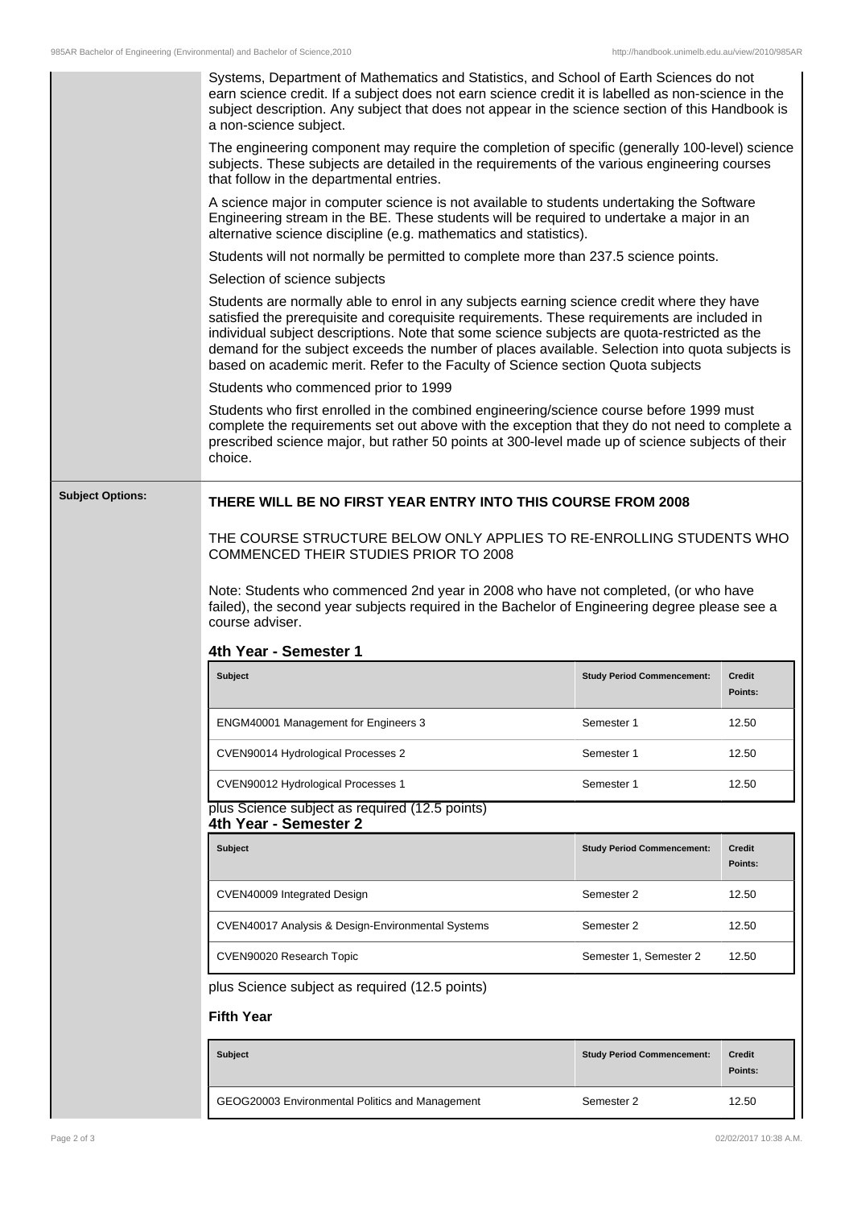Systems, Department of Mathematics and Statistics, and School of Earth Sciences do not earn science credit. If a subject does not earn science credit it is labelled as non-science in the subject description. Any subject that does not appear in the science section of this Handbook is a non-science subject.

The engineering component may require the completion of specific (generally 100-level) science subjects. These subjects are detailed in the requirements of the various engineering courses that follow in the departmental entries.

A science major in computer science is not available to students undertaking the Software Engineering stream in the BE. These students will be required to undertake a major in an alternative science discipline (e.g. mathematics and statistics).

Students will not normally be permitted to complete more than 237.5 science points.

Selection of science subjects

Students are normally able to enrol in any subjects earning science credit where they have satisfied the prerequisite and corequisite requirements. These requirements are included in individual subject descriptions. Note that some science subjects are quota-restricted as the demand for the subject exceeds the number of places available. Selection into quota subjects is based on academic merit. Refer to the Faculty of Science section Quota subjects

Students who commenced prior to 1999

Students who first enrolled in the combined engineering/science course before 1999 must complete the requirements set out above with the exception that they do not need to complete a prescribed science major, but rather 50 points at 300-level made up of science subjects of their choice.

**Subject Options:**

**THERE WILL BE NO FIRST YEAR ENTRY INTO THIS COURSE FROM 2008**

THE COURSE STRUCTURE BELOW ONLY APPLIES TO RE-ENROLLING STUDENTS WHO COMMENCED THEIR STUDIES PRIOR TO 2008

Note: Students who commenced 2nd year in 2008 who have not completed, (or who have failed), the second year subjects required in the Bachelor of Engineering degree please see a course adviser.

### 4th Year - Semester 1

| Subject | Study Period Commencement: | Credit Points: |
|---|---|---|
| ENGM40001 Management for Engineers 3 | Semester 1 | 12.50 |
| CVEN90014 Hydrological Processes 2 | Semester 1 | 12.50 |
| CVEN90012 Hydrological Processes 1 | Semester 1 | 12.50 |

plus Science subject as required (12.5 points)

### 4th Year - Semester 2

| Subject | Study Period Commencement: | Credit Points: |
|---|---|---|
| CVEN40009 Integrated Design | Semester 2 | 12.50 |
| CVEN40017 Analysis & Design-Environmental Systems | Semester 2 | 12.50 |
| CVEN90020 Research Topic | Semester 1, Semester 2 | 12.50 |

plus Science subject as required (12.5 points)

### Fifth Year

| Subject | Study Period Commencement: | Credit Points: |
|---|---|---|
| GEOG20003 Environmental Politics and Management | Semester 2 | 12.50 |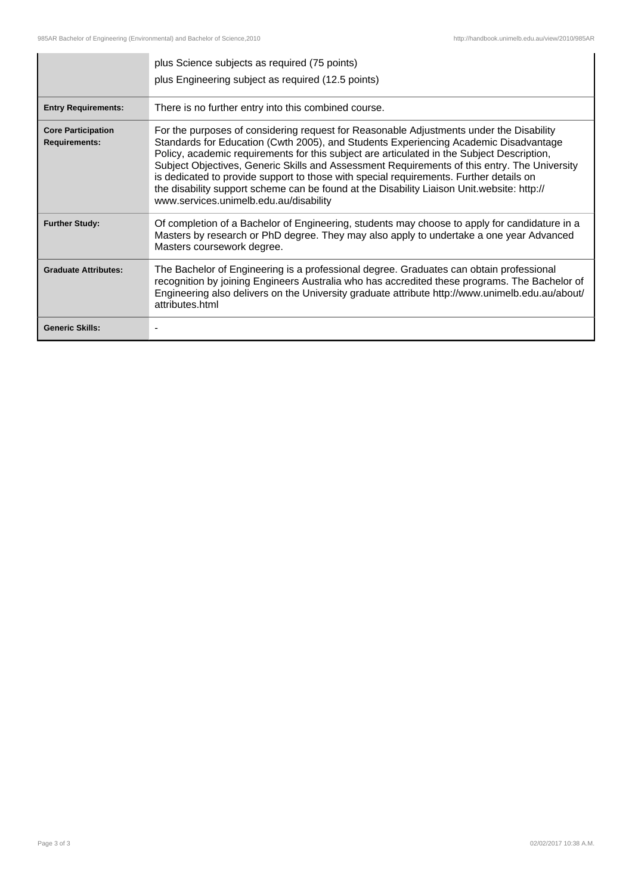| | |
|---|---|
| | plus Science subjects as required (75 points)<br>plus Engineering subject as required (12.5 points) |
| **Entry Requirements:** | There is no further entry into this combined course. |
| **Core Participation Requirements:** | For the purposes of considering request for Reasonable Adjustments under the Disability Standards for Education (Cwth 2005), and Students Experiencing Academic Disadvantage Policy, academic requirements for this subject are articulated in the Subject Description, Subject Objectives, Generic Skills and Assessment Requirements of this entry. The University is dedicated to provide support to those with special requirements. Further details on the disability support scheme can be found at the Disability Liaison Unit.website: http://www.services.unimelb.edu.au/disability |
| **Further Study:** | Of completion of a Bachelor of Engineering, students may choose to apply for candidature in a Masters by research or PhD degree. They may also apply to undertake a one year Advanced Masters coursework degree. |
| **Graduate Attributes:** | The Bachelor of Engineering is a professional degree. Graduates can obtain professional recognition by joining Engineers Australia who has accredited these programs. The Bachelor of Engineering also delivers on the University graduate attribute http://www.unimelb.edu.au/about/attributes.html |
| **Generic Skills:** | - |